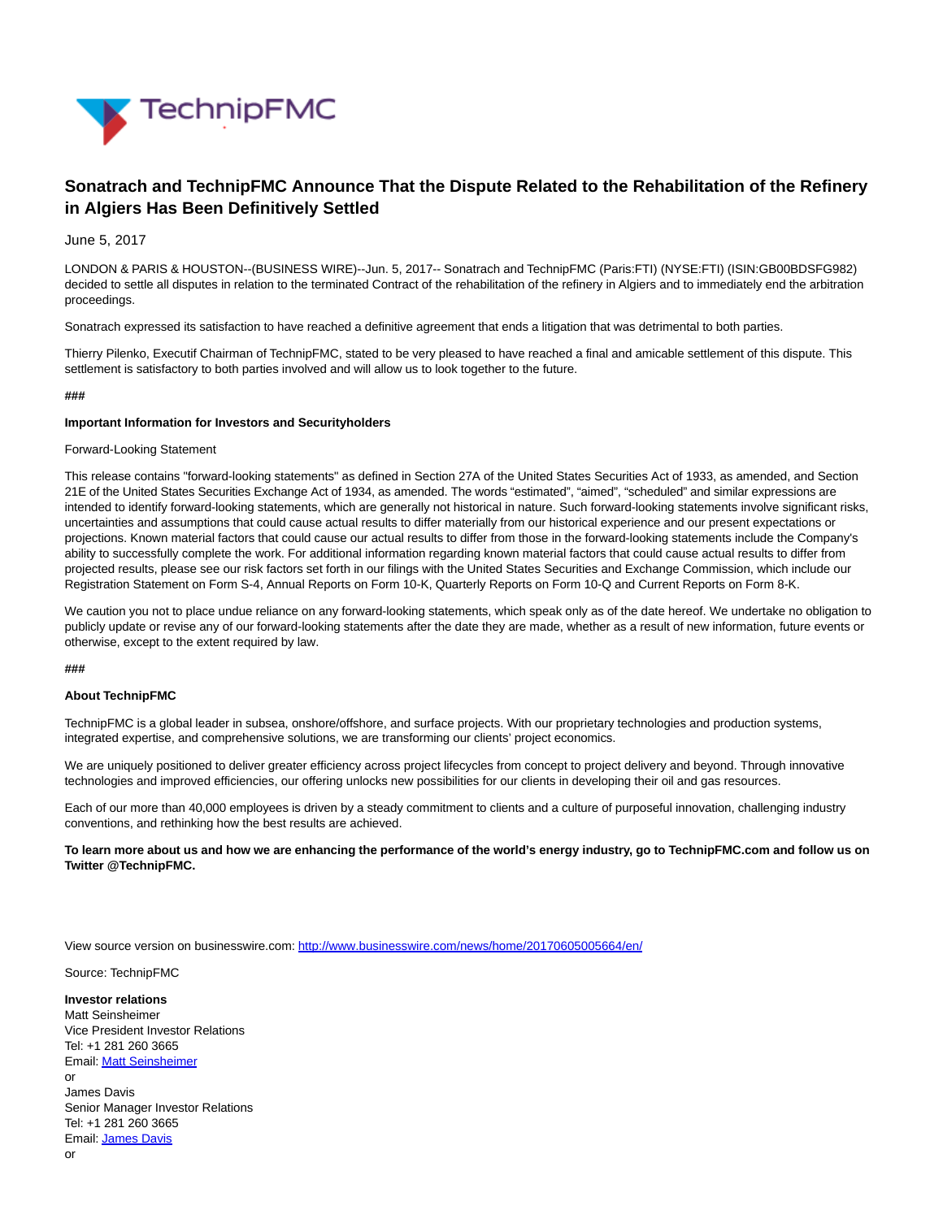TechnipFMC

# Sonatrach and TechnipFMC Announce That the Dispute Related to the Rehabilitation of the Refinery in Algiers Has Been Definitively Settled

June 5, 2017

LONDON & PARIS & HOUSTON--(BUSINESS WIRE)--Jun. 5, 2017-- Sonatrach and TechnipFMC (Paris:FTI) (NYSE:FTI) (ISIN:GB00BDSFG982) decided to settle all disputes in relation to the terminated Contract of the rehabilitation of the refinery in Algiers and to immediately end the arbitration proceedings.

Sonatrach expressed its satisfaction to have reached a definitive agreement that ends a litigation that was detrimental to both parties.

Thierry Pilenko, Executif Chairman of TechnipFMC, stated to be very pleased to have reached a final and amicable settlement of this dispute. This settlement is satisfactory to both parties involved and will allow us to look together to the future.

###

**Important Information for Investors and Securityholders**

Forward-Looking Statement

This release contains "forward-looking statements" as defined in Section 27A of the United States Securities Act of 1933, as amended, and Section 21E of the United States Securities Exchange Act of 1934, as amended. The words “estimated”, “aimed”, “scheduled” and similar expressions are intended to identify forward-looking statements, which are generally not historical in nature. Such forward-looking statements involve significant risks, uncertainties and assumptions that could cause actual results to differ materially from our historical experience and our present expectations or projections. Known material factors that could cause our actual results to differ from those in the forward-looking statements include the Company's ability to successfully complete the work. For additional information regarding known material factors that could cause actual results to differ from projected results, please see our risk factors set forth in our filings with the United States Securities and Exchange Commission, which include our Registration Statement on Form S-4, Annual Reports on Form 10-K, Quarterly Reports on Form 10-Q and Current Reports on Form 8-K.

We caution you not to place undue reliance on any forward-looking statements, which speak only as of the date hereof. We undertake no obligation to publicly update or revise any of our forward-looking statements after the date they are made, whether as a result of new information, future events or otherwise, except to the extent required by law.

###

**About TechnipFMC**

TechnipFMC is a global leader in subsea, onshore/offshore, and surface projects. With our proprietary technologies and production systems, integrated expertise, and comprehensive solutions, we are transforming our clients’ project economics.

We are uniquely positioned to deliver greater efficiency across project lifecycles from concept to project delivery and beyond. Through innovative technologies and improved efficiencies, our offering unlocks new possibilities for our clients in developing their oil and gas resources.

Each of our more than 40,000 employees is driven by a steady commitment to clients and a culture of purposeful innovation, challenging industry conventions, and rethinking how the best results are achieved.

**To learn more about us and how we are enhancing the performance of the world’s energy industry, go to TechnipFMC.com and follow us on Twitter @TechnipFMC.**

View source version on businesswire.com: http://www.businesswire.com/news/home/20170605005664/en/

Source: TechnipFMC

**Investor relations**
Matt Seinsheimer
Vice President Investor Relations
Tel: +1 281 260 3665
Email: Matt Seinsheimer
or
James Davis
Senior Manager Investor Relations
Tel: +1 281 260 3665
Email: James Davis
or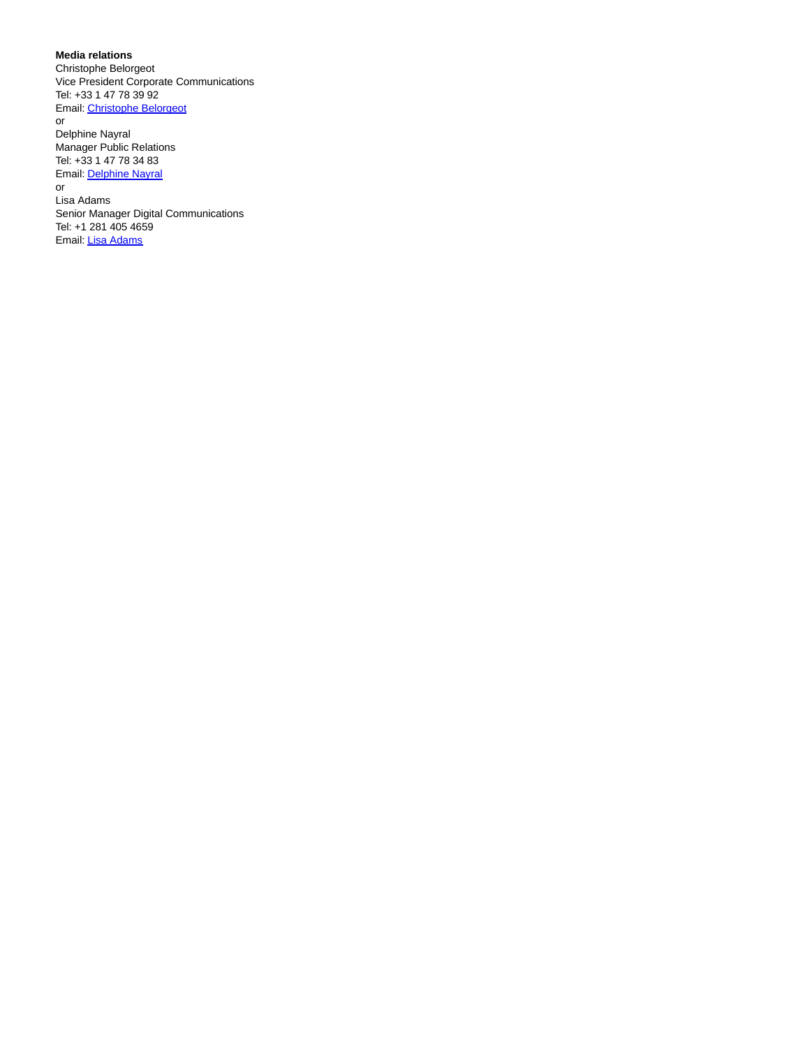**Media relations**
Christophe Belorgeot
Vice President Corporate Communications
Tel: +33 1 47 78 39 92
Email: Christophe Belorgeot
or
Delphine Nayral
Manager Public Relations
Tel: +33 1 47 78 34 83
Email: Delphine Nayral
or
Lisa Adams
Senior Manager Digital Communications
Tel: +1 281 405 4659
Email: Lisa Adams